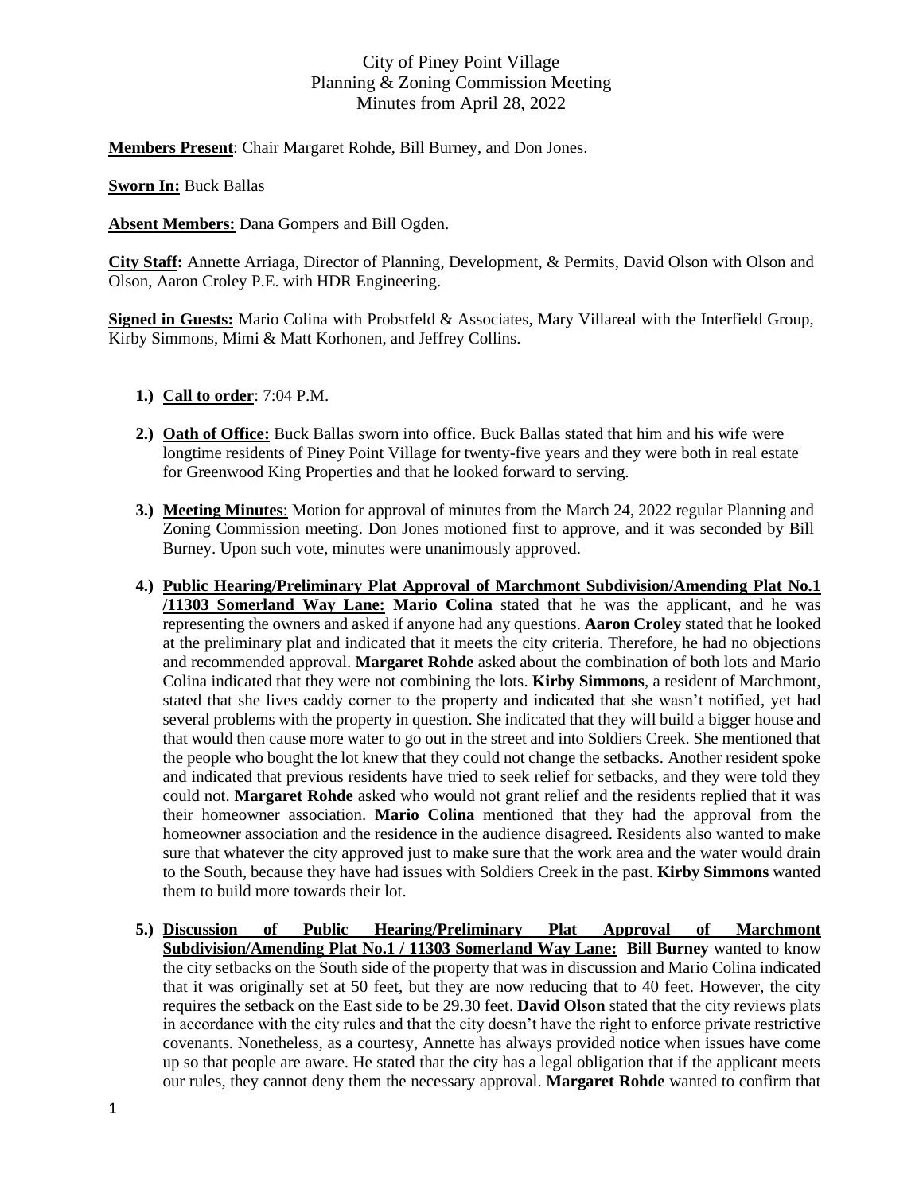City of Piney Point Village
Planning & Zoning Commission Meeting
Minutes from April 28, 2022

**Members Present**: Chair Margaret Rohde, Bill Burney, and Don Jones.

**Sworn In:** Buck Ballas

**Absent Members:** Dana Gompers and Bill Ogden.

**City Staff:** Annette Arriaga, Director of Planning, Development, & Permits, David Olson with Olson and Olson, Aaron Croley P.E. with HDR Engineering.

**Signed in Guests:** Mario Colina with Probstfeld & Associates, Mary Villareal with the Interfield Group, Kirby Simmons, Mimi & Matt Korhonen, and Jeffrey Collins.

1.) **Call to order**: 7:04 P.M.

2.) **Oath of Office:** Buck Ballas sworn into office. Buck Ballas stated that him and his wife were longtime residents of Piney Point Village for twenty-five years and they were both in real estate for Greenwood King Properties and that he looked forward to serving.

3.) **Meeting Minutes**: Motion for approval of minutes from the March 24, 2022 regular Planning and Zoning Commission meeting. Don Jones motioned first to approve, and it was seconded by Bill Burney. Upon such vote, minutes were unanimously approved.

4.) **Public Hearing/Preliminary Plat Approval of Marchmont Subdivision/Amending Plat No.1 /11303 Somerland Way Lane:** **Mario Colina** stated that he was the applicant, and he was representing the owners and asked if anyone had any questions. **Aaron Croley** stated that he looked at the preliminary plat and indicated that it meets the city criteria. Therefore, he had no objections and recommended approval. **Margaret Rohde** asked about the combination of both lots and Mario Colina indicated that they were not combining the lots. **Kirby Simmons**, a resident of Marchmont, stated that she lives caddy corner to the property and indicated that she wasn't notified, yet had several problems with the property in question. She indicated that they will build a bigger house and that would then cause more water to go out in the street and into Soldiers Creek. She mentioned that the people who bought the lot knew that they could not change the setbacks. Another resident spoke and indicated that previous residents have tried to seek relief for setbacks, and they were told they could not. **Margaret Rohde** asked who would not grant relief and the residents replied that it was their homeowner association. **Mario Colina** mentioned that they had the approval from the homeowner association and the residence in the audience disagreed. Residents also wanted to make sure that whatever the city approved just to make sure that the work area and the water would drain to the South, because they have had issues with Soldiers Creek in the past. **Kirby Simmons** wanted them to build more towards their lot.

5.) **Discussion of Public Hearing/Preliminary Plat Approval of Marchmont Subdivision/Amending Plat No.1 / 11303 Somerland Way Lane:** **Bill Burney** wanted to know the city setbacks on the South side of the property that was in discussion and Mario Colina indicated that it was originally set at 50 feet, but they are now reducing that to 40 feet. However, the city requires the setback on the East side to be 29.30 feet. **David Olson** stated that the city reviews plats in accordance with the city rules and that the city doesn't have the right to enforce private restrictive covenants. Nonetheless, as a courtesy, Annette has always provided notice when issues have come up so that people are aware. He stated that the city has a legal obligation that if the applicant meets our rules, they cannot deny them the necessary approval. **Margaret Rohde** wanted to confirm that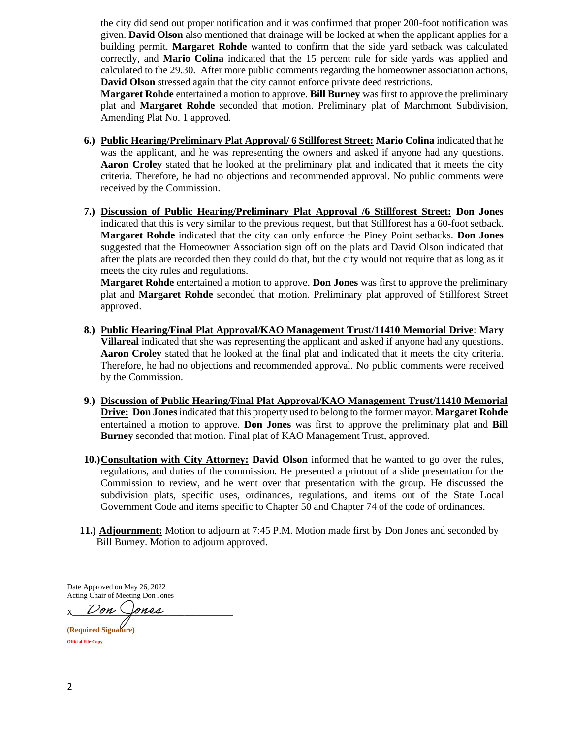the city did send out proper notification and it was confirmed that proper 200-foot notification was given. **David Olson** also mentioned that drainage will be looked at when the applicant applies for a building permit. **Margaret Rohde** wanted to confirm that the side yard setback was calculated correctly, and **Mario Colina** indicated that the 15 percent rule for side yards was applied and calculated to the 29.30. After more public comments regarding the homeowner association actions, **David Olson** stressed again that the city cannot enforce private deed restrictions.

**Margaret Rohde** entertained a motion to approve. **Bill Burney** was first to approve the preliminary plat and **Margaret Rohde** seconded that motion. Preliminary plat of Marchmont Subdivision, Amending Plat No. 1 approved.

6.) **Public Hearing/Preliminary Plat Approval/ 6 Stillforest Street:** **Mario Colina** indicated that he was the applicant, and he was representing the owners and asked if anyone had any questions. **Aaron Croley** stated that he looked at the preliminary plat and indicated that it meets the city criteria. Therefore, he had no objections and recommended approval. No public comments were received by the Commission.

7.) **Discussion of Public Hearing/Preliminary Plat Approval /6 Stillforest Street:** **Don Jones** indicated that this is very similar to the previous request, but that Stillforest has a 60-foot setback. **Margaret Rohde** indicated that the city can only enforce the Piney Point setbacks. **Don Jones** suggested that the Homeowner Association sign off on the plats and David Olson indicated that after the plats are recorded then they could do that, but the city would not require that as long as it meets the city rules and regulations.

**Margaret Rohde** entertained a motion to approve. **Don Jones** was first to approve the preliminary plat and **Margaret Rohde** seconded that motion. Preliminary plat approved of Stillforest Street approved.

8.) **Public Hearing/Final Plat Approval/KAO Management Trust/11410 Memorial Drive**: **Mary Villareal** indicated that she was representing the applicant and asked if anyone had any questions. **Aaron Croley** stated that he looked at the final plat and indicated that it meets the city criteria. Therefore, he had no objections and recommended approval. No public comments were received by the Commission.

9.) **Discussion of Public Hearing/Final Plat Approval/KAO Management Trust/11410 Memorial Drive:** **Don Jones** indicated that this property used to belong to the former mayor. **Margaret Rohde** entertained a motion to approve. **Don Jones** was first to approve the preliminary plat and **Bill Burney** seconded that motion. Final plat of KAO Management Trust, approved.

10.) **Consultation with City Attorney:** **David Olson** informed that he wanted to go over the rules, regulations, and duties of the commission. He presented a printout of a slide presentation for the Commission to review, and he went over that presentation with the group. He discussed the subdivision plats, specific uses, ordinances, regulations, and items out of the State Local Government Code and items specific to Chapter 50 and Chapter 74 of the code of ordinances.

11.) **Adjournment:** Motion to adjourn at 7:45 P.M. Motion made first by Don Jones and seconded by Bill Burney. Motion to adjourn approved.

Date Approved on May 26, 2022
Acting Chair of Meeting Don Jones

X *Don Jones*

**(Required Signature)**

**Official File Copy**